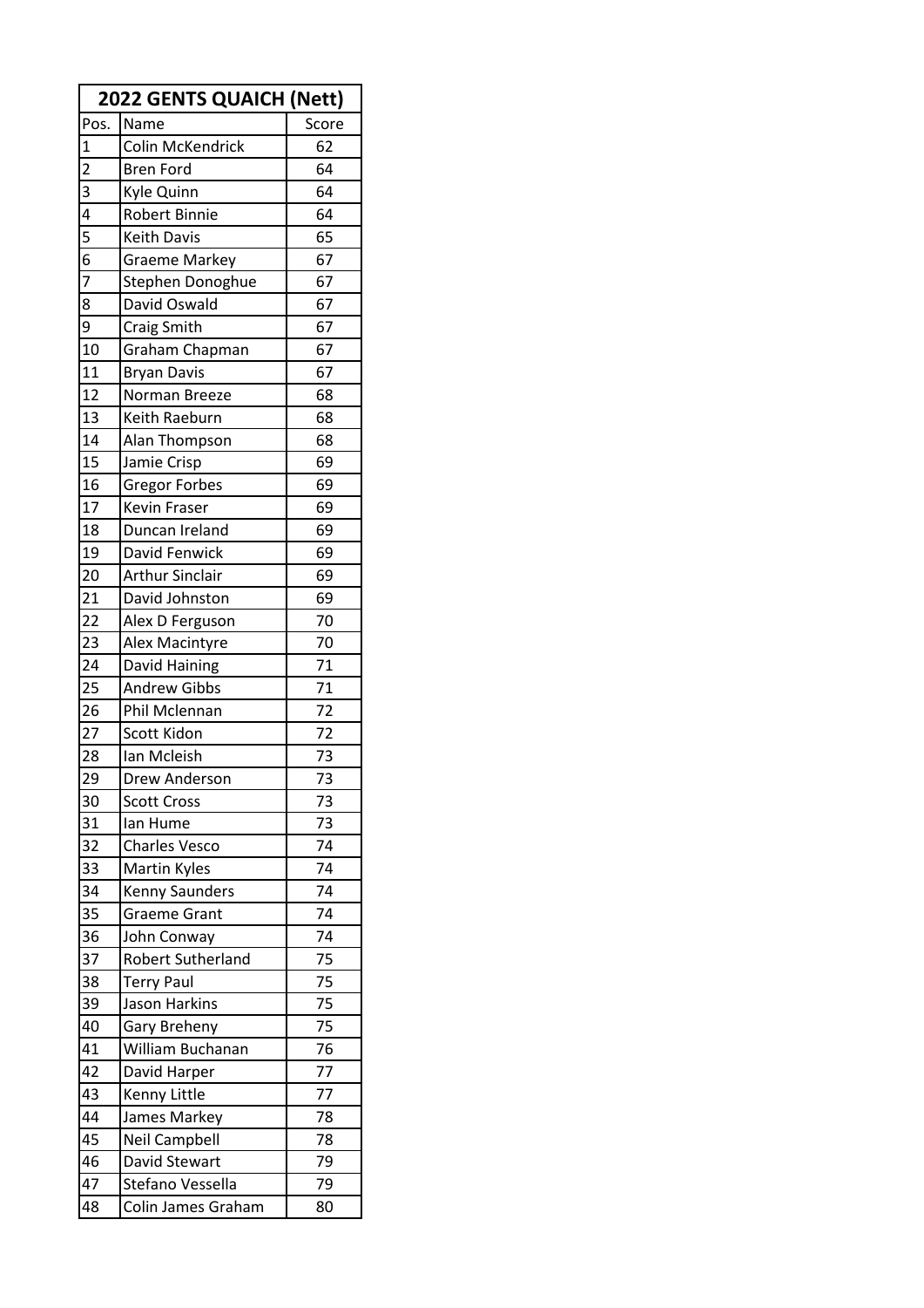| 2022 GENTS QUAICH (Nett) | | |
|---|---|---|
| Pos. | Name | Score |
| 1 | Colin McKendrick | 62 |
| 2 | Bren Ford | 64 |
| 3 | Kyle Quinn | 64 |
| 4 | Robert Binnie | 64 |
| 5 | Keith Davis | 65 |
| 6 | Graeme Markey | 67 |
| 7 | Stephen Donoghue | 67 |
| 8 | David Oswald | 67 |
| 9 | Craig Smith | 67 |
| 10 | Graham Chapman | 67 |
| 11 | Bryan Davis | 67 |
| 12 | Norman Breeze | 68 |
| 13 | Keith Raeburn | 68 |
| 14 | Alan Thompson | 68 |
| 15 | Jamie Crisp | 69 |
| 16 | Gregor Forbes | 69 |
| 17 | Kevin Fraser | 69 |
| 18 | Duncan Ireland | 69 |
| 19 | David Fenwick | 69 |
| 20 | Arthur Sinclair | 69 |
| 21 | David Johnston | 69 |
| 22 | Alex D Ferguson | 70 |
| 23 | Alex Macintyre | 70 |
| 24 | David Haining | 71 |
| 25 | Andrew Gibbs | 71 |
| 26 | Phil Mclennan | 72 |
| 27 | Scott Kidon | 72 |
| 28 | Ian Mcleish | 73 |
| 29 | Drew Anderson | 73 |
| 30 | Scott Cross | 73 |
| 31 | Ian Hume | 73 |
| 32 | Charles Vesco | 74 |
| 33 | Martin Kyles | 74 |
| 34 | Kenny Saunders | 74 |
| 35 | Graeme Grant | 74 |
| 36 | John Conway | 74 |
| 37 | Robert Sutherland | 75 |
| 38 | Terry Paul | 75 |
| 39 | Jason Harkins | 75 |
| 40 | Gary Breheny | 75 |
| 41 | William Buchanan | 76 |
| 42 | David Harper | 77 |
| 43 | Kenny Little | 77 |
| 44 | James Markey | 78 |
| 45 | Neil Campbell | 78 |
| 46 | David Stewart | 79 |
| 47 | Stefano Vessella | 79 |
| 48 | Colin James Graham | 80 |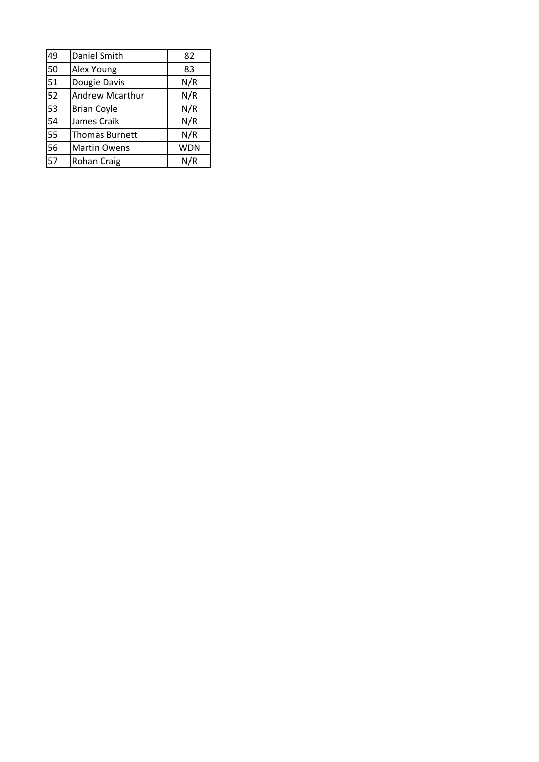| | | |
|---|---|---|
| 49 | Daniel Smith | 82 |
| 50 | Alex Young | 83 |
| 51 | Dougie Davis | N/R |
| 52 | Andrew Mcarthur | N/R |
| 53 | Brian Coyle | N/R |
| 54 | James Craik | N/R |
| 55 | Thomas Burnett | N/R |
| 56 | Martin Owens | WDN |
| 57 | Rohan Craig | N/R |